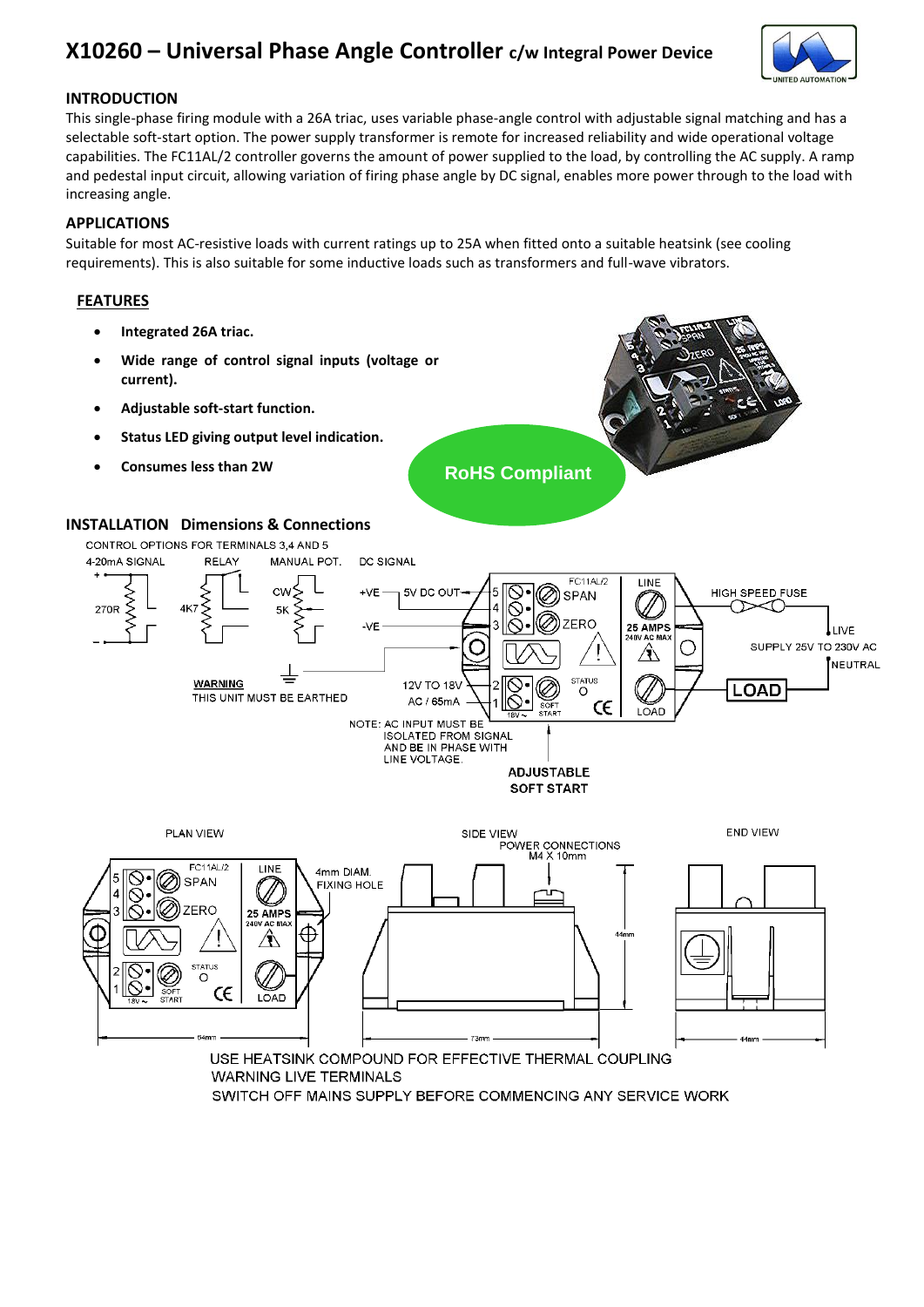# X10260 – Universal Phase Angle Controller c/w Integral Power Device

## INTRODUCTION

This single-phase firing module with a 26A triac, uses variable phase-angle control with adjustable signal matching and has a selectable soft-start option. The power supply transformer is remote for increased reliability and wide operational voltage capabilities. The FC11AL/2 controller governs the amount of power supplied to the load, by controlling the AC supply. A ramp and pedestal input circuit, allowing variation of firing phase angle by DC signal, enables more power through to the load with increasing angle.

## APPLICATIONS

Suitable for most AC-resistive loads with current ratings up to 25A when fitted onto a suitable heatsink (see cooling requirements). This is also suitable for some inductive loads such as transformers and full-wave vibrators.

## FEATURES

- **Integrated 26A triac.**
- **Wide range of control signal inputs (voltage or current).**
- **Adjustable soft-start function.**
- **Status LED giving output level indication.**
- **Consumes less than 2W**

**RoHS Compliant**

## INSTALLATION Dimensions & Connections

CONTROL OPTIONS FOR TERMINALS 3,4 AND 5

4-20mA SIGNAL — RELAY — MANUAL POT. — DC SIGNAL

270R, 4K7, CW 5K, +VE, -VE, 5V DC OUT

FC11AL/2 — SPAN — ZERO — LINE — 25 AMPS 240V AC MAX — STATUS — SOFT START — LOAD

HIGH SPEED FUSE — LIVE — SUPPLY 25V TO 230V AC — NEUTRAL — LOAD

**WARNING**
THIS UNIT MUST BE EARTHED

12V TO 18V AC / 65mA

NOTE: AC INPUT MUST BE ISOLATED FROM SIGNAL AND BE IN PHASE WITH LINE VOLTAGE.

ADJUSTABLE SOFT START

PLAN VIEW — SIDE VIEW — END VIEW

4mm DIAM. FIXING HOLE

POWER CONNECTIONS M4 X 10mm

54mm — 73mm — 44mm — 44mm

USE HEATSINK COMPOUND FOR EFFECTIVE THERMAL COUPLING
WARNING LIVE TERMINALS
SWITCH OFF MAINS SUPPLY BEFORE COMMENCING ANY SERVICE WORK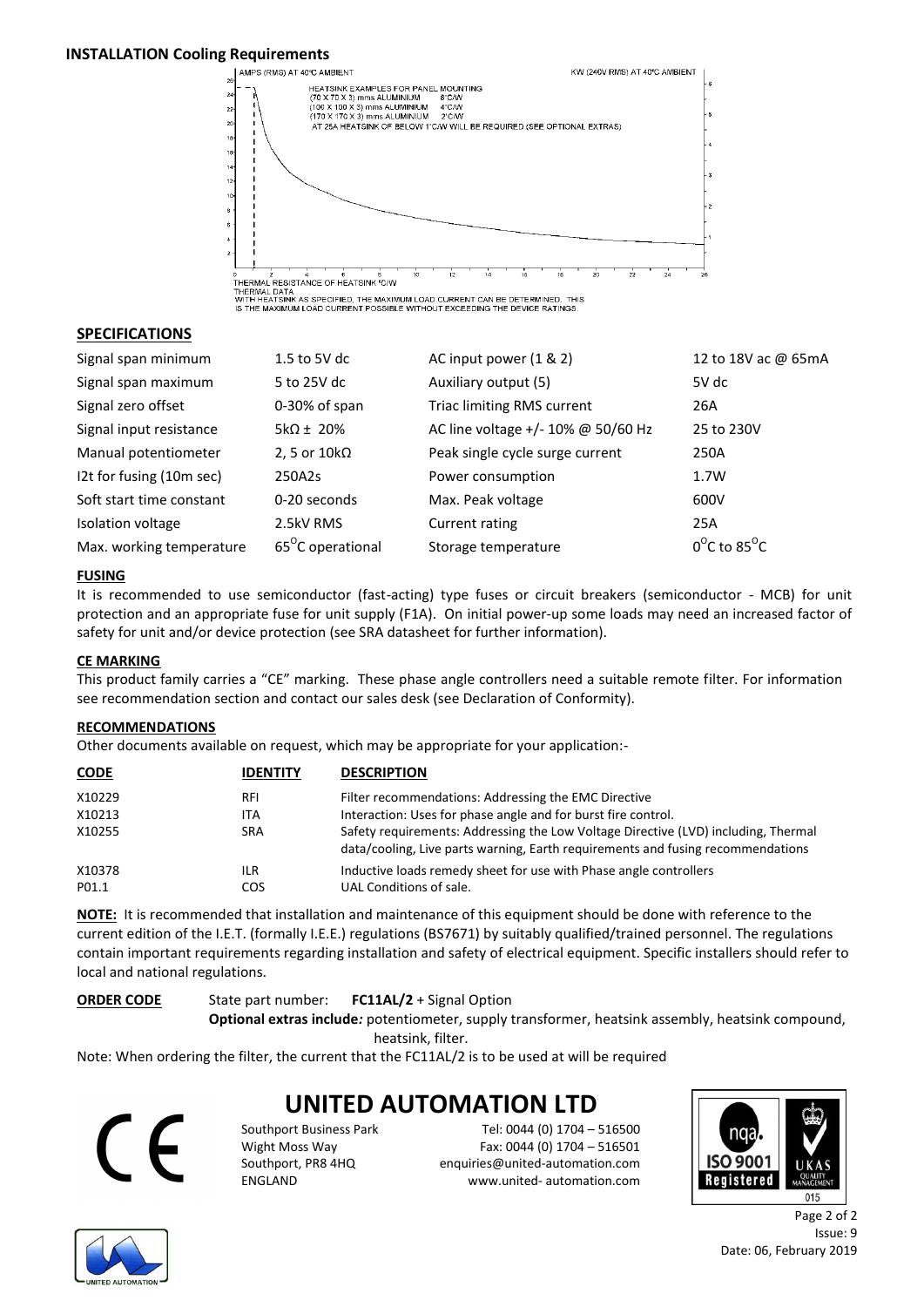### INSTALLATION Cooling Requirements

AMPS (RMS) AT 40°C AMBIENT

KW (240V RMS) AT 40°C AMBIENT

HEATSINK EXAMPLES FOR PANEL MOUNTING
(70 X 70 X 3) mms ALUMINIUM 8°C/W
(100 X 100 X 3) mms ALUMINIUM 4°C/W
(170 X 170 X 3) mms ALUMINIUM 2°C/W
AT 25A HEATSINK OF BELOW 1°C/W WILL BE REQUIRED (SEE OPTIONAL EXTRAS)

0 2 4 6 8 10 12 14 16 18 20 22 24 26

THERMAL RESISTANCE OF HEATSINK °C/W

THERMAL DATA
WITH HEATSINK AS SPECIFIED, THE MAXIMUM LOAD CURRENT CAN BE DETERMINED. THIS IS THE MAXIMUM LOAD CURRENT POSSIBLE WITHOUT EXCEEDING THE DEVICE RATINGS.

### SPECIFICATIONS

| | | | |
|---|---|---|---|
| Signal span minimum | 1.5 to 5V dc | AC input power (1 & 2) | 12 to 18V ac @ 65mA |
| Signal span maximum | 5 to 25V dc | Auxiliary output (5) | 5V dc |
| Signal zero offset | 0-30% of span | Triac limiting RMS current | 26A |
| Signal input resistance | 5kΩ ± 20% | AC line voltage +/- 10% @ 50/60 Hz | 25 to 230V |
| Manual potentiometer | 2, 5 or 10kΩ | Peak single cycle surge current | 250A |
| I2t for fusing (10m sec) | 250A2s | Power consumption | 1.7W |
| Soft start time constant | 0-20 seconds | Max. Peak voltage | 600V |
| Isolation voltage | 2.5kV RMS | Current rating | 25A |
| Max. working temperature | $65^{O}$C operational | Storage temperature | $0^{O}$C to $85^{O}$C |

### FUSING

It is recommended to use semiconductor (fast-acting) type fuses or circuit breakers (semiconductor - MCB) for unit protection and an appropriate fuse for unit supply (F1A). On initial power-up some loads may need an increased factor of safety for unit and/or device protection (see SRA datasheet for further information).

### CE MARKING

This product family carries a "CE" marking. These phase angle controllers need a suitable remote filter. For information see recommendation section and contact our sales desk (see Declaration of Conformity).

### RECOMMENDATIONS

Other documents available on request, which may be appropriate for your application:-

| CODE | IDENTITY | DESCRIPTION |
|---|---|---|
| X10229 | RFI | Filter recommendations: Addressing the EMC Directive |
| X10213 | ITA | Interaction: Uses for phase angle and for burst fire control. |
| X10255 | SRA | Safety requirements: Addressing the Low Voltage Directive (LVD) including, Thermal data/cooling, Live parts warning, Earth requirements and fusing recommendations |
| X10378 | ILR | Inductive loads remedy sheet for use with Phase angle controllers |
| P01.1 | COS | UAL Conditions of sale. |

**NOTE:** It is recommended that installation and maintenance of this equipment should be done with reference to the current edition of the I.E.T. (formally I.E.E.) regulations (BS7671) by suitably qualified/trained personnel. The regulations contain important requirements regarding installation and safety of electrical equipment. Specific installers should refer to local and national regulations.

**ORDER CODE** State part number: **FC11AL/2** + Signal Option

**Optional extras include***:* potentiometer, supply transformer, heatsink assembly, heatsink compound, heatsink, filter.

Note: When ordering the filter, the current that the FC11AL/2 is to be used at will be required

## UNITED AUTOMATION LTD

Southport Business Park
Wight Moss Way
Southport, PR8 4HQ
ENGLAND

Tel: 0044 (0) 1704 – 516500
Fax: 0044 (0) 1704 – 516501
enquiries@united-automation.com
www.united- automation.com

Issue: 9
Date: 06, February 2019